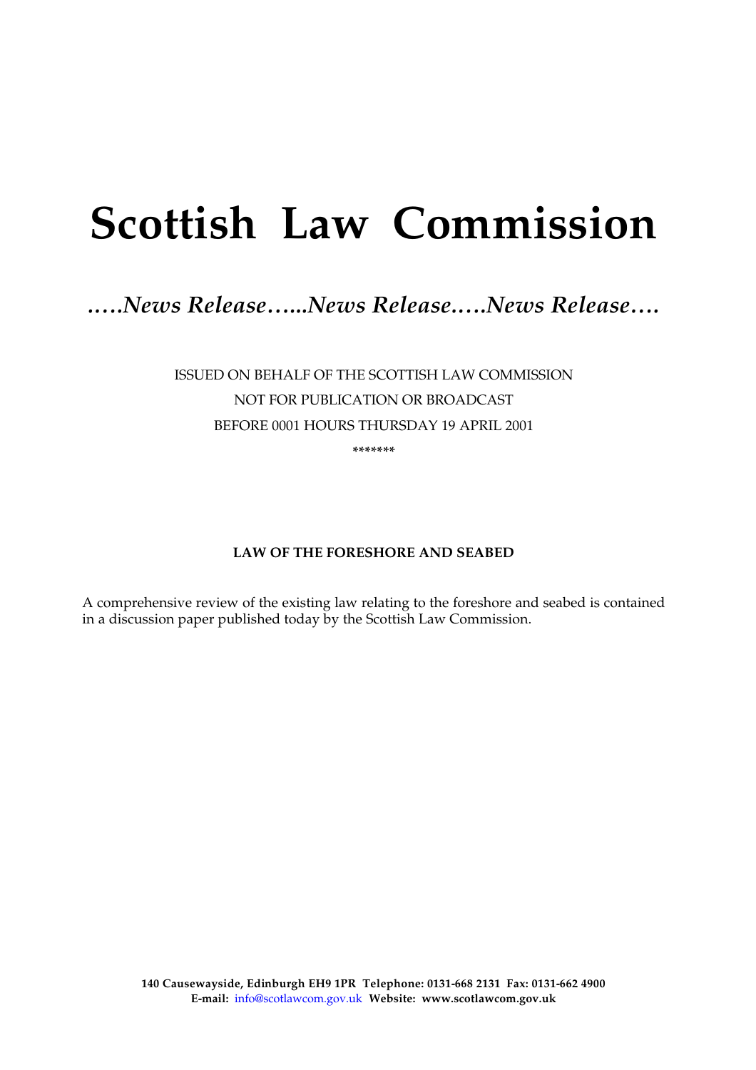# Scottish Law Commission

*…..News Release…...News Release…..News Release….*

ISSUED ON BEHALF OF THE SCOTTISH LAW COMMISSION
NOT FOR PUBLICATION OR BROADCAST
BEFORE 0001 HOURS THURSDAY 19 APRIL 2001

\*\*\*\*\*\*\*

**LAW OF THE FORESHORE AND SEABED**

A comprehensive review of the existing law relating to the foreshore and seabed is contained in a discussion paper published today by the Scottish Law Commission.

**140 Causewayside, Edinburgh EH9 1PR Telephone: 0131-668 2131 Fax: 0131-662 4900**
**E-mail:** info@scotlawcom.gov.uk **Website: www.scotlawcom.gov.uk**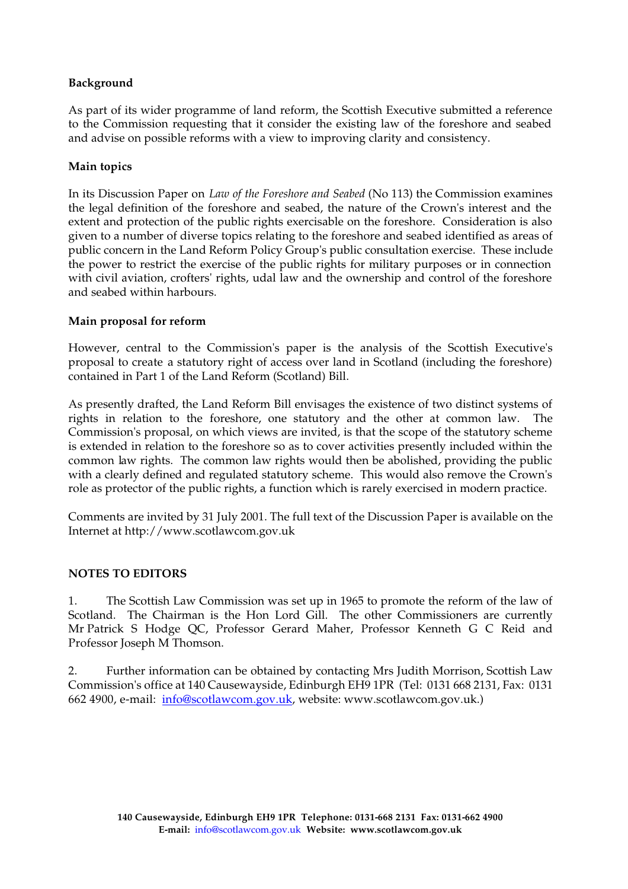**Background**

As part of its wider programme of land reform, the Scottish Executive submitted a reference to the Commission requesting that it consider the existing law of the foreshore and seabed and advise on possible reforms with a view to improving clarity and consistency.

**Main topics**

In its Discussion Paper on *Law of the Foreshore and Seabed* (No 113) the Commission examines the legal definition of the foreshore and seabed, the nature of the Crown's interest and the extent and protection of the public rights exercisable on the foreshore. Consideration is also given to a number of diverse topics relating to the foreshore and seabed identified as areas of public concern in the Land Reform Policy Group's public consultation exercise. These include the power to restrict the exercise of the public rights for military purposes or in connection with civil aviation, crofters' rights, udal law and the ownership and control of the foreshore and seabed within harbours.

**Main proposal for reform**

However, central to the Commission's paper is the analysis of the Scottish Executive's proposal to create a statutory right of access over land in Scotland (including the foreshore) contained in Part 1 of the Land Reform (Scotland) Bill.

As presently drafted, the Land Reform Bill envisages the existence of two distinct systems of rights in relation to the foreshore, one statutory and the other at common law. The Commission's proposal, on which views are invited, is that the scope of the statutory scheme is extended in relation to the foreshore so as to cover activities presently included within the common law rights. The common law rights would then be abolished, providing the public with a clearly defined and regulated statutory scheme. This would also remove the Crown's role as protector of the public rights, a function which is rarely exercised in modern practice.

Comments are invited by 31 July 2001. The full text of the Discussion Paper is available on the Internet at http://www.scotlawcom.gov.uk

**NOTES TO EDITORS**

1. The Scottish Law Commission was set up in 1965 to promote the reform of the law of Scotland. The Chairman is the Hon Lord Gill. The other Commissioners are currently Mr Patrick S Hodge QC, Professor Gerard Maher, Professor Kenneth G C Reid and Professor Joseph M Thomson.

2. Further information can be obtained by contacting Mrs Judith Morrison, Scottish Law Commission's office at 140 Causewayside, Edinburgh EH9 1PR (Tel: 0131 668 2131, Fax: 0131 662 4900, e-mail: info@scotlawcom.gov.uk, website: www.scotlawcom.gov.uk.)

**140 Causewayside, Edinburgh EH9 1PR Telephone: 0131-668 2131 Fax: 0131-662 4900**
**E-mail:** info@scotlawcom.gov.uk **Website: www.scotlawcom.gov.uk**